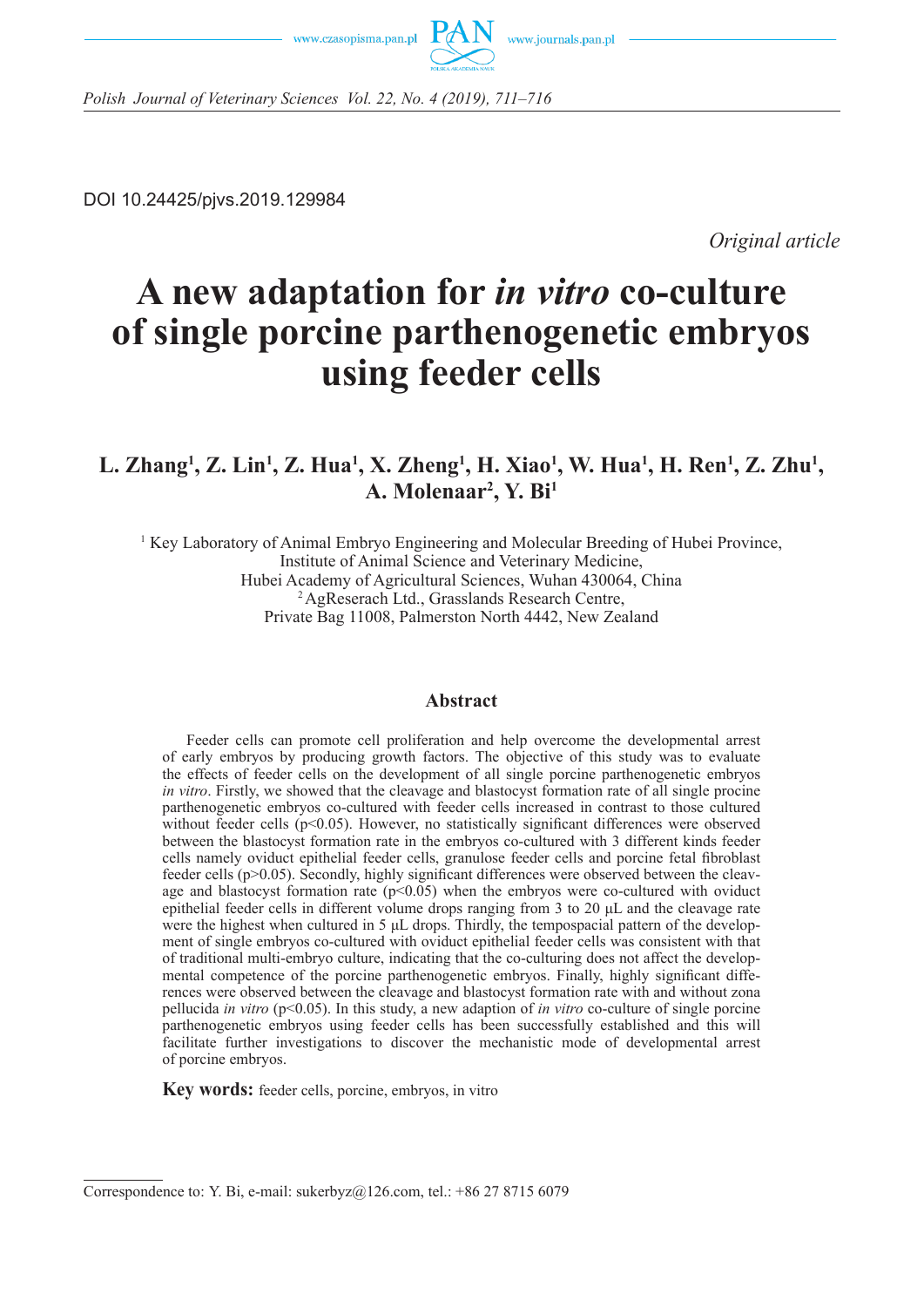DOI 10.24425/pjvs.2019.129984

*Original article*

# A new adaptation for *in vitro* co-culture of single porcine parthenogenetic embryos using feeder cells

## L. Zhang[1], Z. Lin[1], Z. Hua[1], X. Zheng[1], H. Xiao[1], W. Hua[1], H. Ren[1], Z. Zhu[1], A. Molenaar[2], Y. Bi[1]

[1] Key Laboratory of Animal Embryo Engineering and Molecular Breeding of Hubei Province, Institute of Animal Science and Veterinary Medicine, Hubei Academy of Agricultural Sciences, Wuhan 430064, China
[2] AgReserach Ltd., Grasslands Research Centre, Private Bag 11008, Palmerston North 4442, New Zealand

### Abstract

Feeder cells can promote cell proliferation and help overcome the developmental arrest of early embryos by producing growth factors. The objective of this study was to evaluate the effects of feeder cells on the development of all single porcine parthenogenetic embryos *in vitro*. Firstly, we showed that the cleavage and blastocyst formation rate of all single procine parthenogenetic embryos co-cultured with feeder cells increased in contrast to those cultured without feeder cells ($p<0.05$). However, no statistically significant differences were observed between the blastocyst formation rate in the embryos co-cultured with 3 different kinds feeder cells namely oviduct epithelial feeder cells, granulose feeder cells and porcine fetal fibroblast feeder cells ($p>0.05$). Secondly, highly significant differences were observed between the cleavage and blastocyst formation rate ($p<0.05$) when the embryos were co-cultured with oviduct epithelial feeder cells in different volume drops ranging from 3 to 20 μL and the cleavage rate were the highest when cultured in 5 μL drops. Thirdly, the tempospacial pattern of the development of single embryos co-cultured with oviduct epithelial feeder cells was consistent with that of traditional multi-embryo culture, indicating that the co-culturing does not affect the developmental competence of the porcine parthenogenetic embryos. Finally, highly significant differences were observed between the cleavage and blastocyst formation rate with and without zona pellucida *in vitro* ($p<0.05$). In this study, a new adaption of *in vitro* co-culture of single porcine parthenogenetic embryos using feeder cells has been successfully established and this will facilitate further investigations to discover the mechanistic mode of developmental arrest of porcine embryos.

**Key words:** feeder cells, porcine, embryos, in vitro

---

Correspondence to: Y. Bi, e-mail: sukerbyz@126.com, tel.: +86 27 8715 6079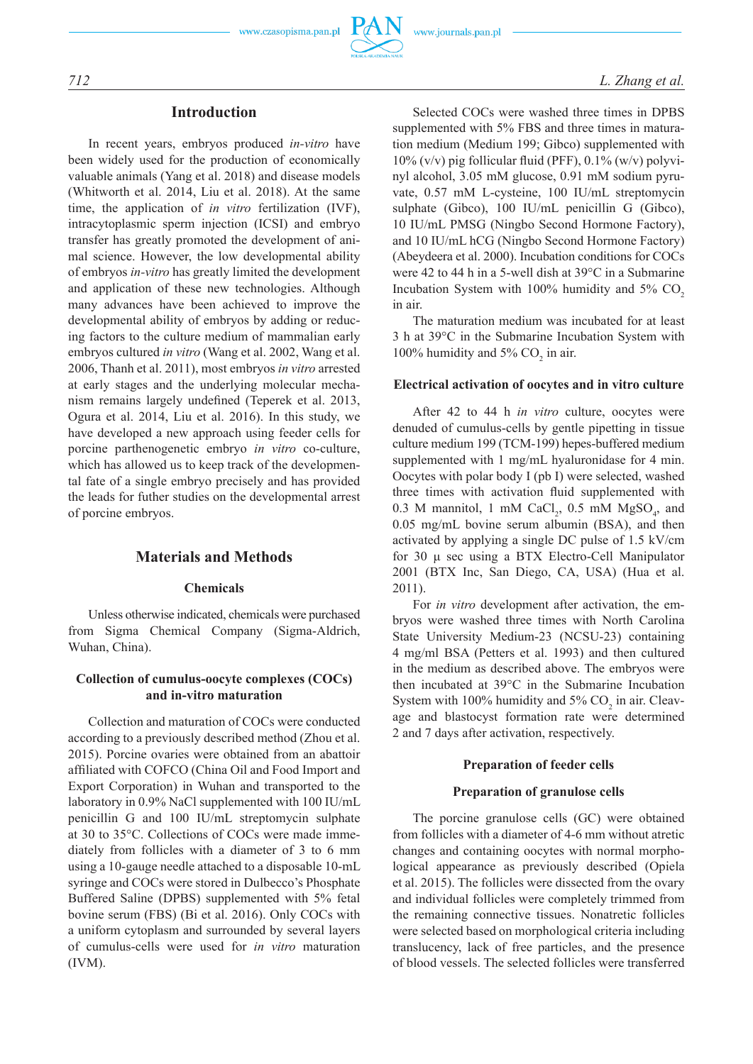## Introduction

In recent years, embryos produced *in-vitro* have been widely used for the production of economically valuable animals (Yang et al. 2018) and disease models (Whitworth et al. 2014, Liu et al. 2018). At the same time, the application of *in vitro* fertilization (IVF), intracytoplasmic sperm injection (ICSI) and embryo transfer has greatly promoted the development of animal science. However, the low developmental ability of embryos *in-vitro* has greatly limited the development and application of these new technologies. Although many advances have been achieved to improve the developmental ability of embryos by adding or reducing factors to the culture medium of mammalian early embryos cultured *in vitro* (Wang et al. 2002, Wang et al. 2006, Thanh et al. 2011), most embryos *in vitro* arrested at early stages and the underlying molecular mechanism remains largely undefined (Teperek et al. 2013, Ogura et al. 2014, Liu et al. 2016). In this study, we have developed a new approach using feeder cells for porcine parthenogenetic embryo *in vitro* co-culture, which has allowed us to keep track of the developmental fate of a single embryo precisely and has provided the leads for futher studies on the developmental arrest of porcine embryos.

## Materials and Methods

### Chemicals

Unless otherwise indicated, chemicals were purchased from Sigma Chemical Company (Sigma-Aldrich, Wuhan, China).

### Collection of cumulus-oocyte complexes (COCs) and in-vitro maturation

Collection and maturation of COCs were conducted according to a previously described method (Zhou et al. 2015). Porcine ovaries were obtained from an abattoir affiliated with COFCO (China Oil and Food Import and Export Corporation) in Wuhan and transported to the laboratory in 0.9% NaCl supplemented with 100 IU/mL penicillin G and 100 IU/mL streptomycin sulphate at 30 to 35°C. Collections of COCs were made immediately from follicles with a diameter of 3 to 6 mm using a 10-gauge needle attached to a disposable 10-mL syringe and COCs were stored in Dulbecco's Phosphate Buffered Saline (DPBS) supplemented with 5% fetal bovine serum (FBS) (Bi et al. 2016). Only COCs with a uniform cytoplasm and surrounded by several layers of cumulus-cells were used for *in vitro* maturation (IVM).

Selected COCs were washed three times in DPBS supplemented with 5% FBS and three times in maturation medium (Medium 199; Gibco) supplemented with 10% (v/v) pig follicular fluid (PFF), 0.1% (w/v) polyvinyl alcohol, 3.05 mM glucose, 0.91 mM sodium pyruvate, 0.57 mM L-cysteine, 100 IU/mL streptomycin sulphate (Gibco), 100 IU/mL penicillin G (Gibco), 10 IU/mL PMSG (Ningbo Second Hormone Factory), and 10 IU/mL hCG (Ningbo Second Hormone Factory) (Abeydeera et al. 2000). Incubation conditions for COCs were 42 to 44 h in a 5-well dish at 39°C in a Submarine Incubation System with 100% humidity and 5% $CO_2$ in air.

The maturation medium was incubated for at least 3 h at 39°C in the Submarine Incubation System with 100% humidity and 5% $CO_2$ in air.

### Electrical activation of oocytes and in vitro culture

After 42 to 44 h *in vitro* culture, oocytes were denuded of cumulus-cells by gentle pipetting in tissue culture medium 199 (TCM-199) hepes-buffered medium supplemented with 1 mg/mL hyaluronidase for 4 min. Oocytes with polar body I (pb I) were selected, washed three times with activation fluid supplemented with 0.3 M mannitol, 1 mM $CaCl_2$, 0.5 mM $MgSO_4$, and 0.05 mg/mL bovine serum albumin (BSA), and then activated by applying a single DC pulse of 1.5 kV/cm for 30 μ sec using a BTX Electro-Cell Manipulator 2001 (BTX Inc, San Diego, CA, USA) (Hua et al. 2011).

For *in vitro* development after activation, the embryos were washed three times with North Carolina State University Medium-23 (NCSU-23) containing 4 mg/ml BSA (Petters et al. 1993) and then cultured in the medium as described above. The embryos were then incubated at 39°C in the Submarine Incubation System with 100% humidity and 5% $CO_2$ in air. Cleavage and blastocyst formation rate were determined 2 and 7 days after activation, respectively.

### Preparation of feeder cells

#### Preparation of granulose cells

The porcine granulose cells (GC) were obtained from follicles with a diameter of 4-6 mm without atretic changes and containing oocytes with normal morphological appearance as previously described (Opiela et al. 2015). The follicles were dissected from the ovary and individual follicles were completely trimmed from the remaining connective tissues. Nonatretic follicles were selected based on morphological criteria including translucency, lack of free particles, and the presence of blood vessels. The selected follicles were transferred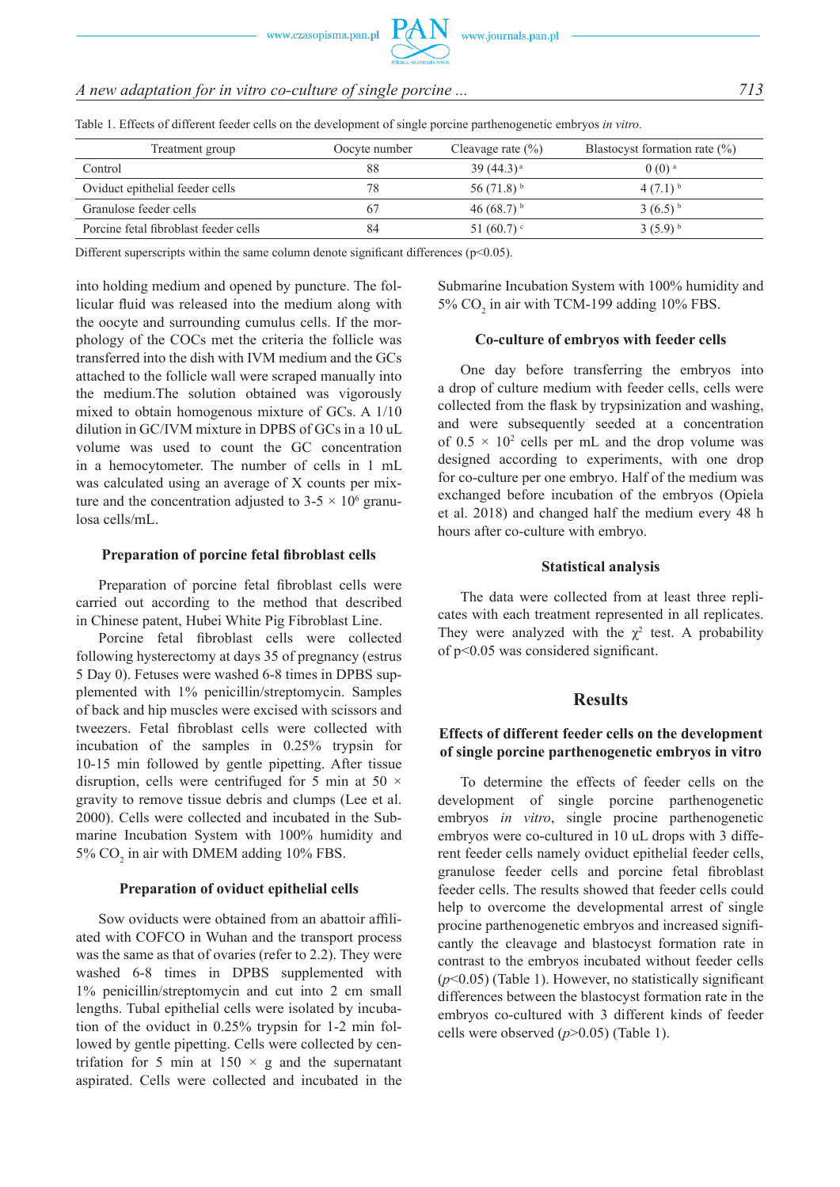Table 1. Effects of different feeder cells on the development of single porcine parthenogenetic embryos *in vitro.*

| Treatment group | Oocyte number | Cleavage rate (%) | Blastocyst formation rate (%) |
|---|---|---|---|
| Control | 88 | 39 (44.3) [a] | 0 (0) [a] |
| Oviduct epithelial feeder cells | 78 | 56 (71.8) [b] | 4 (7.1) [b] |
| Granulose feeder cells | 67 | 46 (68.7) [b] | 3 (6.5) [b] |
| Porcine fetal fibroblast feeder cells | 84 | 51 (60.7) [c] | 3 (5.9) [b] |

Different superscripts within the same column denote significant differences ($p<0.05$).

into holding medium and opened by puncture. The follicular fluid was released into the medium along with the oocyte and surrounding cumulus cells. If the morphology of the COCs met the criteria the follicle was transferred into the dish with IVM medium and the GCs attached to the follicle wall were scraped manually into the medium.The solution obtained was vigorously mixed to obtain homogenous mixture of GCs. A 1/10 dilution in GC/IVM mixture in DPBS of GCs in a 10 uL volume was used to count the GC concentration in a hemocytometer. The number of cells in 1 mL was calculated using an average of X counts per mixture and the concentration adjusted to 3-5 × $10^6$ granulosa cells/mL.

### Preparation of porcine fetal fibroblast cells

Preparation of porcine fetal fibroblast cells were carried out according to the method that described in Chinese patent, Hubei White Pig Fibroblast Line.

Porcine fetal fibroblast cells were collected following hysterectomy at days 35 of pregnancy (estrus 5 Day 0). Fetuses were washed 6-8 times in DPBS supplemented with 1% penicillin/streptomycin. Samples of back and hip muscles were excised with scissors and tweezers. Fetal fibroblast cells were collected with incubation of the samples in 0.25% trypsin for 10-15 min followed by gentle pipetting. After tissue disruption, cells were centrifuged for 5 min at 50 × gravity to remove tissue debris and clumps (Lee et al. 2000). Cells were collected and incubated in the Submarine Incubation System with 100% humidity and 5% $CO_2$ in air with DMEM adding 10% FBS.

### Preparation of oviduct epithelial cells

Sow oviducts were obtained from an abattoir affiliated with COFCO in Wuhan and the transport process was the same as that of ovaries (refer to 2.2). They were washed 6-8 times in DPBS supplemented with 1% penicillin/streptomycin and cut into 2 cm small lengths. Tubal epithelial cells were isolated by incubation of the oviduct in 0.25% trypsin for 1-2 min followed by gentle pipetting. Cells were collected by centrifation for 5 min at 150 × g and the supernatant aspirated. Cells were collected and incubated in the Submarine Incubation System with 100% humidity and 5% $CO_2$ in air with TCM-199 adding 10% FBS.

### Co-culture of embryos with feeder cells

One day before transferring the embryos into a drop of culture medium with feeder cells, cells were collected from the flask by trypsinization and washing, and were subsequently seeded at a concentration of 0.5 × $10^2$ cells per mL and the drop volume was designed according to experiments, with one drop for co-culture per one embryo. Half of the medium was exchanged before incubation of the embryos (Opiela et al. 2018) and changed half the medium every 48 h hours after co-culture with embryo.

### Statistical analysis

The data were collected from at least three replicates with each treatment represented in all replicates. They were analyzed with the $\chi^2$ test. A probability of $p<0.05$ was considered significant.

## Results

### Effects of different feeder cells on the development of single porcine parthenogenetic embryos in vitro

To determine the effects of feeder cells on the development of single porcine parthenogenetic embryos *in vitro*, single procine parthenogenetic embryos were co-cultured in 10 uL drops with 3 different feeder cells namely oviduct epithelial feeder cells, granulose feeder cells and porcine fetal fibroblast feeder cells. The results showed that feeder cells could help to overcome the developmental arrest of single procine parthenogenetic embryos and increased significantly the cleavage and blastocyst formation rate in contrast to the embryos incubated without feeder cells ($p<0.05$) (Table 1). However, no statistically significant differences between the blastocyst formation rate in the embryos co-cultured with 3 different kinds of feeder cells were observed ($p>0.05$) (Table 1).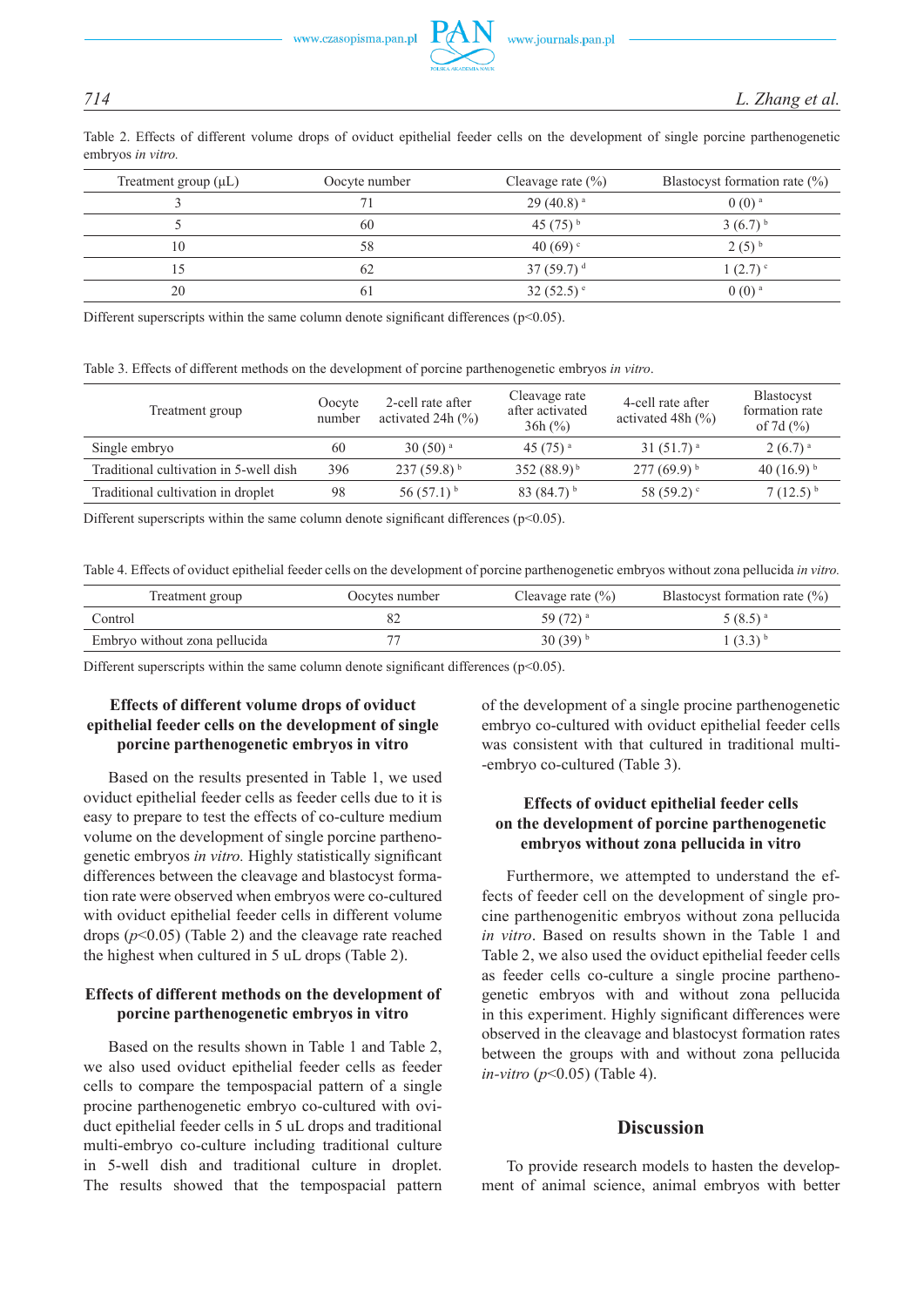Table 2. Effects of different volume drops of oviduct epithelial feeder cells on the development of single porcine parthenogenetic embryos *in vitro.*

| Treatment group (μL) | Oocyte number | Cleavage rate (%) | Blastocyst formation rate (%) |
|---|---|---|---|
| 3 | 71 | 29 (40.8) [a] | 0 (0) [a] |
| 5 | 60 | 45 (75) [b] | 3 (6.7) [b] |
| 10 | 58 | 40 (69) [c] | 2 (5) [b] |
| 15 | 62 | 37 (59.7) [d] | 1 (2.7) [c] |
| 20 | 61 | 32 (52.5) [e] | 0 (0) [a] |

Different superscripts within the same column denote significant differences (p<0.05).

Table 3. Effects of different methods on the development of porcine parthenogenetic embryos *in vitro*.

| Treatment group | Oocyte number | 2-cell rate after activated 24h (%) | Cleavage rate after activated 36h (%) | 4-cell rate after activated 48h (%) | Blastocyst formation rate of 7d (%) |
|---|---|---|---|---|---|
| Single embryo | 60 | 30 (50) [a] | 45 (75) [a] | 31 (51.7) [a] | 2 (6.7) [a] |
| Traditional cultivation in 5-well dish | 396 | 237 (59.8) [b] | 352 (88.9) [b] | 277 (69.9) [b] | 40 (16.9) [b] |
| Traditional cultivation in droplet | 98 | 56 (57.1) [b] | 83 (84.7) [b] | 58 (59.2) [c] | 7 (12.5) [b] |

Different superscripts within the same column denote significant differences (p<0.05).

Table 4. Effects of oviduct epithelial feeder cells on the development of porcine parthenogenetic embryos without zona pellucida *in vitro.*

| Treatment group | Oocytes number | Cleavage rate (%) | Blastocyst formation rate (%) |
|---|---|---|---|
| Control | 82 | 59 (72) [a] | 5 (8.5) [a] |
| Embryo without zona pellucida | 77 | 30 (39) [b] | 1 (3.3) [b] |

Different superscripts within the same column denote significant differences (p<0.05).

### Effects of different volume drops of oviduct epithelial feeder cells on the development of single porcine parthenogenetic embryos in vitro

Based on the results presented in Table 1, we used oviduct epithelial feeder cells as feeder cells due to it is easy to prepare to test the effects of co-culture medium volume on the development of single porcine parthenogenetic embryos *in vitro.* Highly statistically significant differences between the cleavage and blastocyst formation rate were observed when embryos were co-cultured with oviduct epithelial feeder cells in different volume drops ($p$<0.05) (Table 2) and the cleavage rate reached the highest when cultured in 5 uL drops (Table 2).

### Effects of different methods on the development of porcine parthenogenetic embryos in vitro

Based on the results shown in Table 1 and Table 2, we also used oviduct epithelial feeder cells as feeder cells to compare the tempospacial pattern of a single procine parthenogenetic embryo co-cultured with oviduct epithelial feeder cells in 5 uL drops and traditional multi-embryo co-culture including traditional culture in 5-well dish and traditional culture in droplet. The results showed that the tempospacial pattern of the development of a single procine parthenogenetic embryo co-cultured with oviduct epithelial feeder cells was consistent with that cultured in traditional multi-embryo co-cultured (Table 3).

### Effects of oviduct epithelial feeder cells on the development of porcine parthenogenetic embryos without zona pellucida in vitro

Furthermore, we attempted to understand the effects of feeder cell on the development of single procine parthenogenitic embryos without zona pellucida *in vitro*. Based on results shown in the Table 1 and Table 2, we also used the oviduct epithelial feeder cells as feeder cells co-culture a single procine parthenogenetic embryos with and without zona pellucida in this experiment. Highly significant differences were observed in the cleavage and blastocyst formation rates between the groups with and without zona pellucida *in-vitro* ($p$<0.05) (Table 4).

## Discussion

To provide research models to hasten the development of animal science, animal embryos with better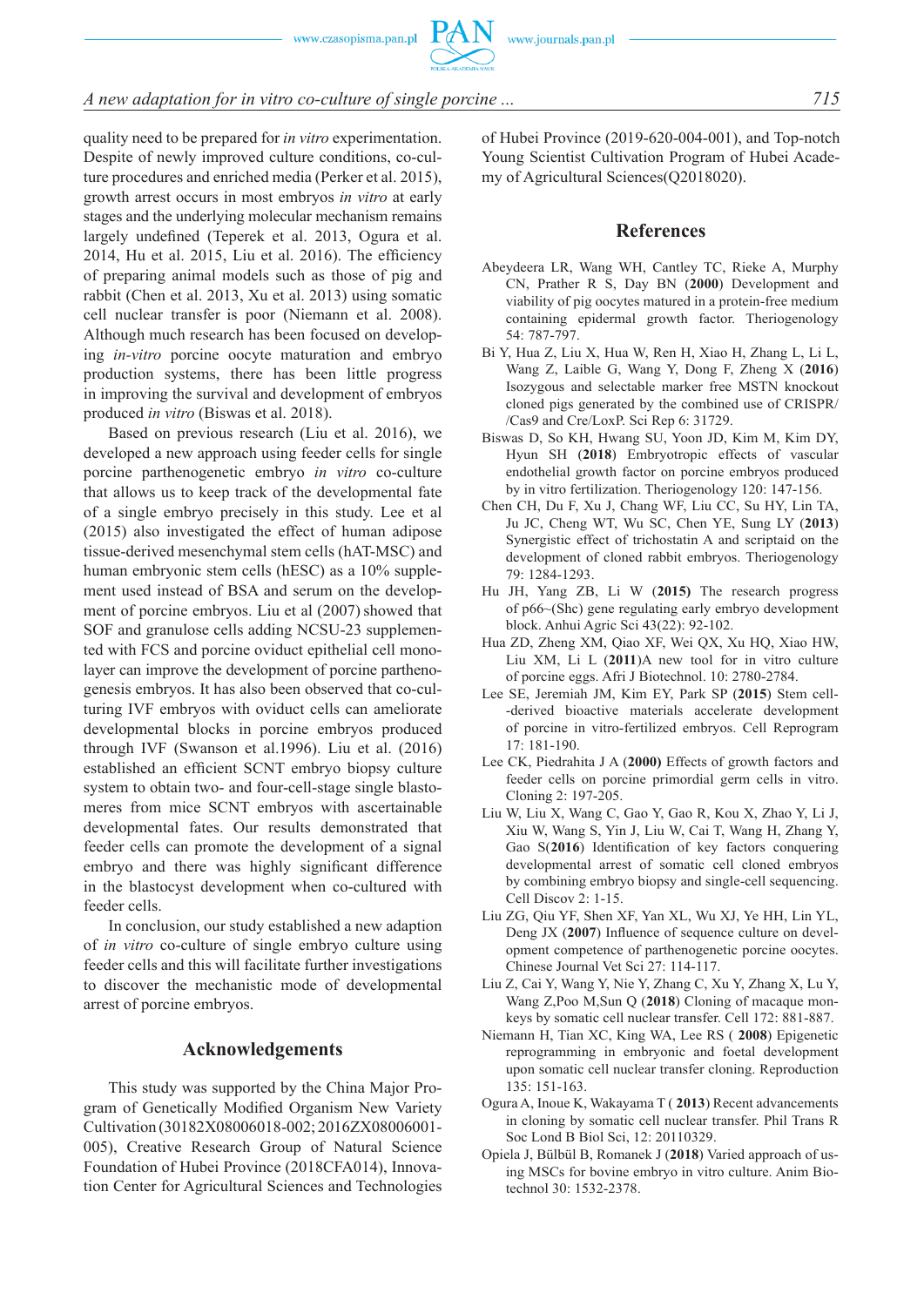quality need to be prepared for *in vitro* experimentation. Despite of newly improved culture conditions, co-culture procedures and enriched media (Perker et al. 2015), growth arrest occurs in most embryos *in vitro* at early stages and the underlying molecular mechanism remains largely undefined (Teperek et al. 2013, Ogura et al. 2014, Hu et al. 2015, Liu et al. 2016). The efficiency of preparing animal models such as those of pig and rabbit (Chen et al. 2013, Xu et al. 2013) using somatic cell nuclear transfer is poor (Niemann et al. 2008). Although much research has been focused on developing *in-vitro* porcine oocyte maturation and embryo production systems, there has been little progress in improving the survival and development of embryos produced *in vitro* (Biswas et al. 2018).

Based on previous research (Liu et al. 2016), we developed a new approach using feeder cells for single porcine parthenogenetic embryo *in vitro* co-culture that allows us to keep track of the developmental fate of a single embryo precisely in this study. Lee et al (2015) also investigated the effect of human adipose tissue-derived mesenchymal stem cells (hAT-MSC) and human embryonic stem cells (hESC) as a 10% supplement used instead of BSA and serum on the development of porcine embryos. Liu et al (2007) showed that SOF and granulose cells adding NCSU-23 supplemented with FCS and porcine oviduct epithelial cell monolayer can improve the development of porcine parthenogenesis embryos. It has also been observed that co-culturing IVF embryos with oviduct cells can ameliorate developmental blocks in porcine embryos produced through IVF (Swanson et al.1996). Liu et al. (2016) established an efficient SCNT embryo biopsy culture system to obtain two- and four-cell-stage single blastomeres from mice SCNT embryos with ascertainable developmental fates. Our results demonstrated that feeder cells can promote the development of a signal embryo and there was highly significant difference in the blastocyst development when co-cultured with feeder cells.

In conclusion, our study established a new adaption of *in vitro* co-culture of single embryo culture using feeder cells and this will facilitate further investigations to discover the mechanistic mode of developmental arrest of porcine embryos.

## Acknowledgements

This study was supported by the China Major Program of Genetically Modified Organism New Variety Cultivation (30182X08006018-002; 2016ZX08006001-005), Creative Research Group of Natural Science Foundation of Hubei Province (2018CFA014), Innovation Center for Agricultural Sciences and Technologies of Hubei Province (2019-620-004-001), and Top-notch Young Scientist Cultivation Program of Hubei Academy of Agricultural Sciences(Q2018020).

## References

Abeydeera LR, Wang WH, Cantley TC, Rieke A, Murphy CN, Prather R S, Day BN (**2000**) Development and viability of pig oocytes matured in a protein-free medium containing epidermal growth factor. Theriogenology 54: 787-797.

Bi Y, Hua Z, Liu X, Hua W, Ren H, Xiao H, Zhang L, Li L, Wang Z, Laible G, Wang Y, Dong F, Zheng X (**2016**) Isozygous and selectable marker free MSTN knockout cloned pigs generated by the combined use of CRISPR/ /Cas9 and Cre/LoxP. Sci Rep 6: 31729.

Biswas D, So KH, Hwang SU, Yoon JD, Kim M, Kim DY, Hyun SH (**2018**) Embryotropic effects of vascular endothelial growth factor on porcine embryos produced by in vitro fertilization. Theriogenology 120: 147-156.

Chen CH, Du F, Xu J, Chang WF, Liu CC, Su HY, Lin TA, Ju JC, Cheng WT, Wu SC, Chen YE, Sung LY (**2013**) Synergistic effect of trichostatin A and scriptaid on the development of cloned rabbit embryos. Theriogenology 79: 1284-1293.

Hu JH, Yang ZB, Li W (**2015**) The research progress of p66~(Shc) gene regulating early embryo development block. Anhui Agric Sci 43(22): 92-102.

Hua ZD, Zheng XM, Qiao XF, Wei QX, Xu HQ, Xiao HW, Liu XM, Li L (**2011**)A new tool for in vitro culture of porcine eggs. Afri J Biotechnol. 10: 2780-2784.

Lee SE, Jeremiah JM, Kim EY, Park SP (**2015**) Stem cell- -derived bioactive materials accelerate development of porcine in vitro-fertilized embryos. Cell Reprogram 17: 181-190.

Lee CK, Piedrahita J A (**2000**) Effects of growth factors and feeder cells on porcine primordial germ cells in vitro. Cloning 2: 197-205.

Liu W, Liu X, Wang C, Gao Y, Gao R, Kou X, Zhao Y, Li J, Xiu W, Wang S, Yin J, Liu W, Cai T, Wang H, Zhang Y, Gao S(**2016**) Identification of key factors conquering developmental arrest of somatic cell cloned embryos by combining embryo biopsy and single-cell sequencing. Cell Discov 2: 1-15.

Liu ZG, Qiu YF, Shen XF, Yan XL, Wu XJ, Ye HH, Lin YL, Deng JX (**2007**) Influence of sequence culture on development competence of parthenogenetic porcine oocytes. Chinese Journal Vet Sci 27: 114-117.

Liu Z, Cai Y, Wang Y, Nie Y, Zhang C, Xu Y, Zhang X, Lu Y, Wang Z,Poo M,Sun Q (**2018**) Cloning of macaque monkeys by somatic cell nuclear transfer. Cell 172: 881-887.

Niemann H, Tian XC, King WA, Lee RS ( **2008**) Epigenetic reprogramming in embryonic and foetal development upon somatic cell nuclear transfer cloning. Reproduction 135: 151-163.

Ogura A, Inoue K, Wakayama T ( **2013**) Recent advancements in cloning by somatic cell nuclear transfer. Phil Trans R Soc Lond B Biol Sci, 12: 20110329.

Opiela J, Bülbül B, Romanek J (**2018**) Varied approach of using MSCs for bovine embryo in vitro culture. Anim Biotechnol 30: 1532-2378.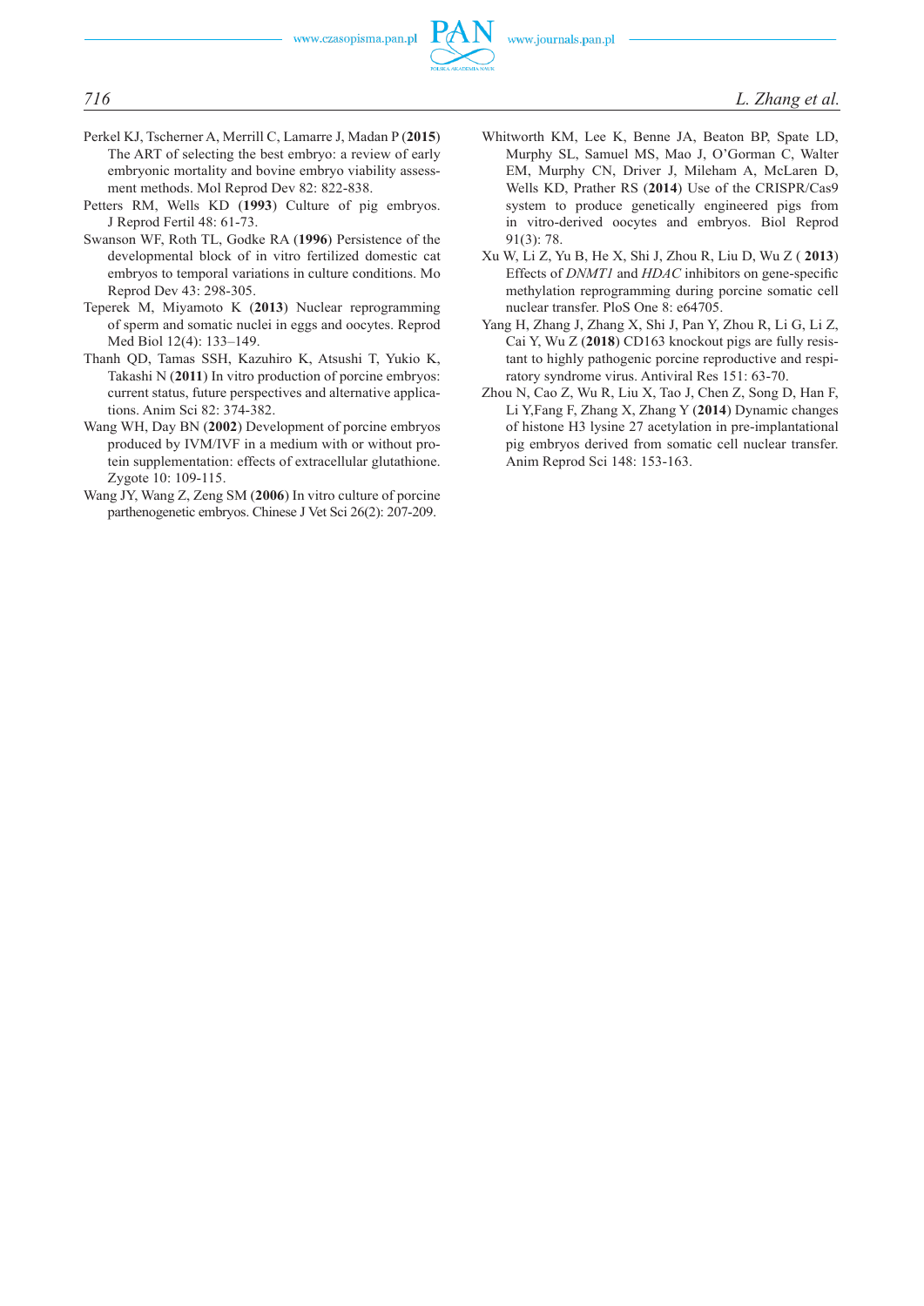Perkel KJ, Tscherner A, Merrill C, Lamarre J, Madan P (**2015**) The ART of selecting the best embryo: a review of early embryonic mortality and bovine embryo viability assessment methods. Mol Reprod Dev 82: 822-838.

Petters RM, Wells KD (**1993**) Culture of pig embryos. J Reprod Fertil 48: 61-73.

Swanson WF, Roth TL, Godke RA (**1996**) Persistence of the developmental block of in vitro fertilized domestic cat embryos to temporal variations in culture conditions. Mo Reprod Dev 43: 298-305.

Teperek M, Miyamoto K (**2013**) Nuclear reprogramming of sperm and somatic nuclei in eggs and oocytes. Reprod Med Biol 12(4): 133–149.

Thanh QD, Tamas SSH, Kazuhiro K, Atsushi T, Yukio K, Takashi N (**2011**) In vitro production of porcine embryos: current status, future perspectives and alternative applications. Anim Sci 82: 374-382.

Wang WH, Day BN (**2002**) Development of porcine embryos produced by IVM/IVF in a medium with or without protein supplementation: effects of extracellular glutathione. Zygote 10: 109-115.

Wang JY, Wang Z, Zeng SM (**2006**) In vitro culture of porcine parthenogenetic embryos. Chinese J Vet Sci 26(2): 207-209.

Whitworth KM, Lee K, Benne JA, Beaton BP, Spate LD, Murphy SL, Samuel MS, Mao J, O'Gorman C, Walter EM, Murphy CN, Driver J, Mileham A, McLaren D, Wells KD, Prather RS (**2014**) Use of the CRISPR/Cas9 system to produce genetically engineered pigs from in vitro-derived oocytes and embryos. Biol Reprod 91(3): 78.

Xu W, Li Z, Yu B, He X, Shi J, Zhou R, Liu D, Wu Z ( **2013**) Effects of *DNMT1* and *HDAC* inhibitors on gene-specific methylation reprogramming during porcine somatic cell nuclear transfer. PloS One 8: e64705.

Yang H, Zhang J, Zhang X, Shi J, Pan Y, Zhou R, Li G, Li Z, Cai Y, Wu Z (**2018**) CD163 knockout pigs are fully resistant to highly pathogenic porcine reproductive and respiratory syndrome virus. Antiviral Res 151: 63-70.

Zhou N, Cao Z, Wu R, Liu X, Tao J, Chen Z, Song D, Han F, Li Y,Fang F, Zhang X, Zhang Y (**2014**) Dynamic changes of histone H3 lysine 27 acetylation in pre-implantational pig embryos derived from somatic cell nuclear transfer. Anim Reprod Sci 148: 153-163.